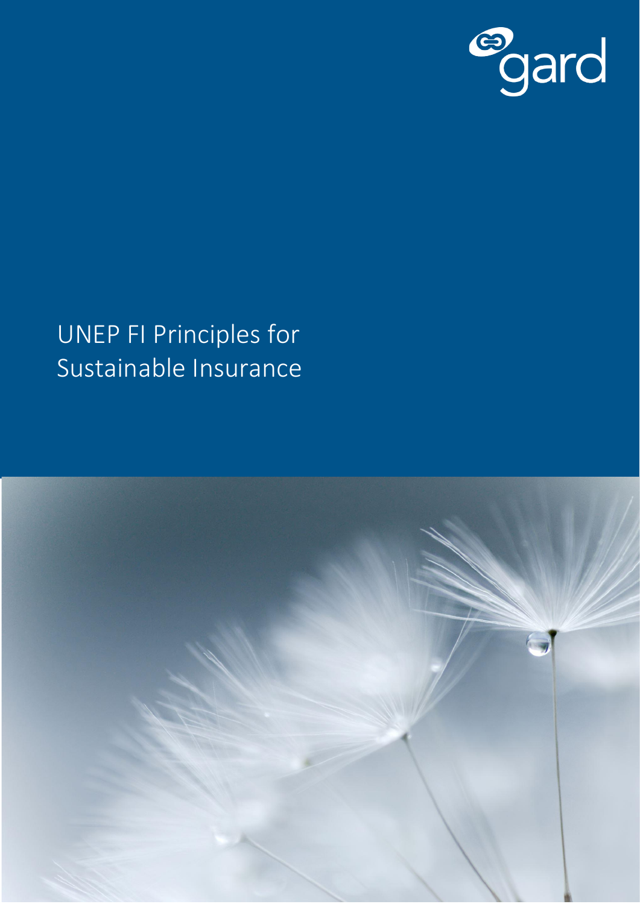gard

# UNEP FI Principles for Sustainable Insurance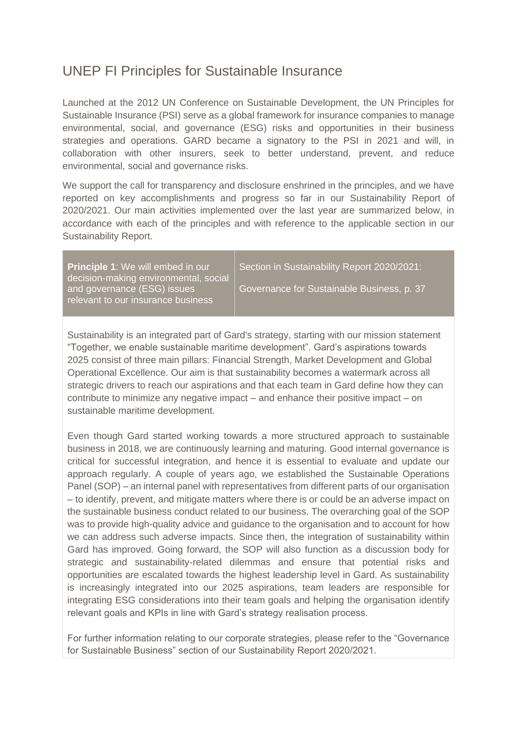# UNEP FI Principles for Sustainable Insurance

Launched at the 2012 UN Conference on Sustainable Development, the UN Principles for Sustainable Insurance (PSI) serve as a global framework for insurance companies to manage environmental, social, and governance (ESG) risks and opportunities in their business strategies and operations. GARD became a signatory to the PSI in 2021 and will, in collaboration with other insurers, seek to better understand, prevent, and reduce environmental, social and governance risks.

We support the call for transparency and disclosure enshrined in the principles, and we have reported on key accomplishments and progress so far in our Sustainability Report of 2020/2021. Our main activities implemented over the last year are summarized below, in accordance with each of the principles and with reference to the applicable section in our Sustainability Report.

| **Principle 1**: We will embed in our decision-making environmental, social and governance (ESG) issues relevant to our insurance business | Section in Sustainability Report 2020/2021:<br><br>Governance for Sustainable Business, p. 37 |
|---|---|

Sustainability is an integrated part of Gard's strategy, starting with our mission statement "Together, we enable sustainable maritime development". Gard's aspirations towards 2025 consist of three main pillars: Financial Strength, Market Development and Global Operational Excellence. Our aim is that sustainability becomes a watermark across all strategic drivers to reach our aspirations and that each team in Gard define how they can contribute to minimize any negative impact – and enhance their positive impact – on sustainable maritime development.

Even though Gard started working towards a more structured approach to sustainable business in 2018, we are continuously learning and maturing. Good internal governance is critical for successful integration, and hence it is essential to evaluate and update our approach regularly. A couple of years ago, we established the Sustainable Operations Panel (SOP) – an internal panel with representatives from different parts of our organisation – to identify, prevent, and mitigate matters where there is or could be an adverse impact on the sustainable business conduct related to our business. The overarching goal of the SOP was to provide high-quality advice and guidance to the organisation and to account for how we can address such adverse impacts. Since then, the integration of sustainability within Gard has improved. Going forward, the SOP will also function as a discussion body for strategic and sustainability-related dilemmas and ensure that potential risks and opportunities are escalated towards the highest leadership level in Gard. As sustainability is increasingly integrated into our 2025 aspirations, team leaders are responsible for integrating ESG considerations into their team goals and helping the organisation identify relevant goals and KPIs in line with Gard's strategy realisation process.

For further information relating to our corporate strategies, please refer to the "Governance for Sustainable Business" section of our Sustainability Report 2020/2021.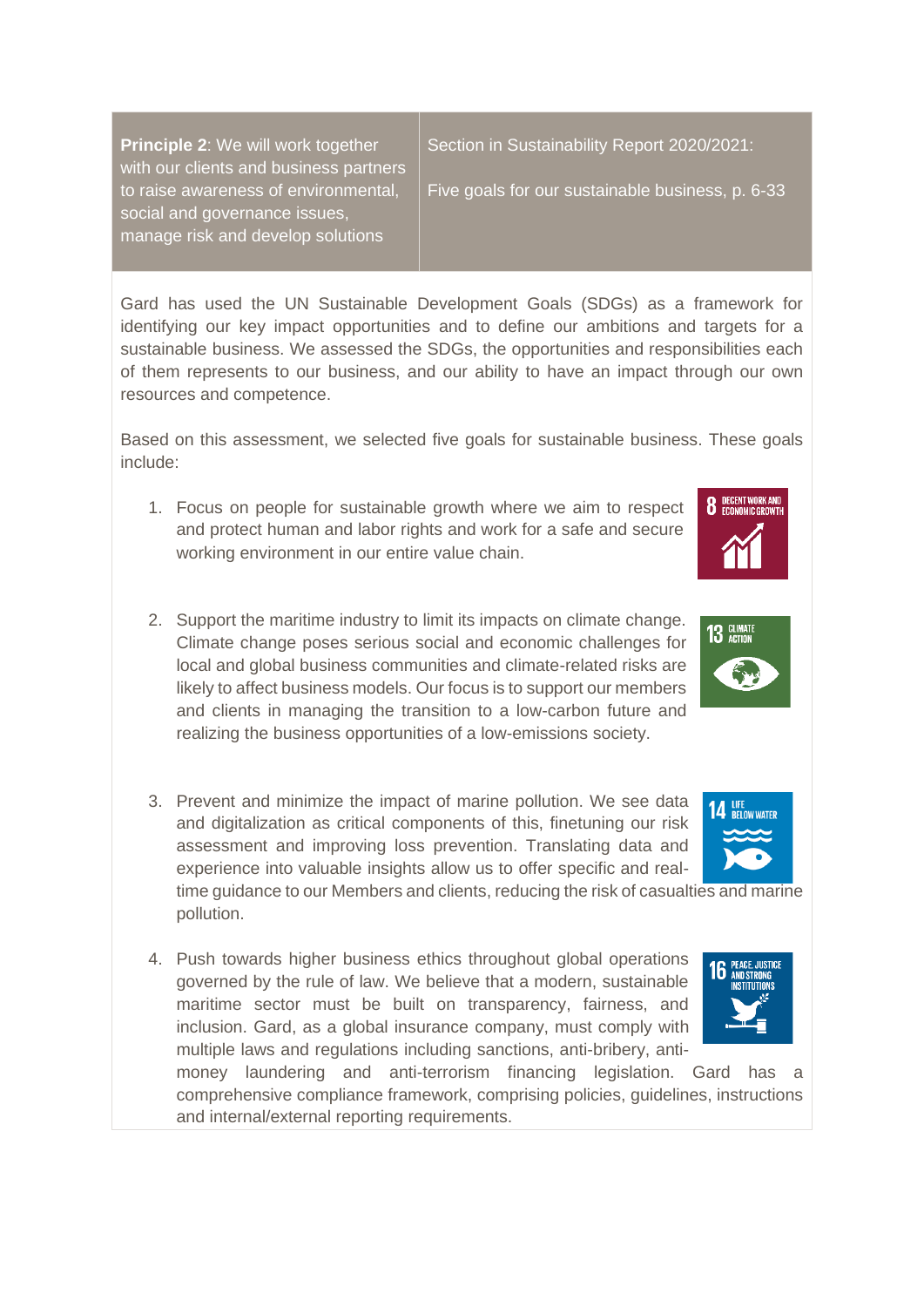| **Principle 2**: We will work together with our clients and business partners to raise awareness of environmental, social and governance issues, manage risk and develop solutions | Section in Sustainability Report 2020/2021: Five goals for our sustainable business, p. 6-33 |
|---|---|

Gard has used the UN Sustainable Development Goals (SDGs) as a framework for identifying our key impact opportunities and to define our ambitions and targets for a sustainable business. We assessed the SDGs, the opportunities and responsibilities each of them represents to our business, and our ability to have an impact through our own resources and competence.

Based on this assessment, we selected five goals for sustainable business. These goals include:

1. Focus on people for sustainable growth where we aim to respect and protect human and labor rights and work for a safe and secure working environment in our entire value chain.

2. Support the maritime industry to limit its impacts on climate change. Climate change poses serious social and economic challenges for local and global business communities and climate-related risks are likely to affect business models. Our focus is to support our members and clients in managing the transition to a low-carbon future and realizing the business opportunities of a low-emissions society.

3. Prevent and minimize the impact of marine pollution. We see data and digitalization as critical components of this, finetuning our risk assessment and improving loss prevention. Translating data and experience into valuable insights allow us to offer specific and real-time guidance to our Members and clients, reducing the risk of casualties and marine pollution.

4. Push towards higher business ethics throughout global operations governed by the rule of law. We believe that a modern, sustainable maritime sector must be built on transparency, fairness, and inclusion. Gard, as a global insurance company, must comply with multiple laws and regulations including sanctions, anti-bribery, anti-money laundering and anti-terrorism financing legislation. Gard has a comprehensive compliance framework, comprising policies, guidelines, instructions and internal/external reporting requirements.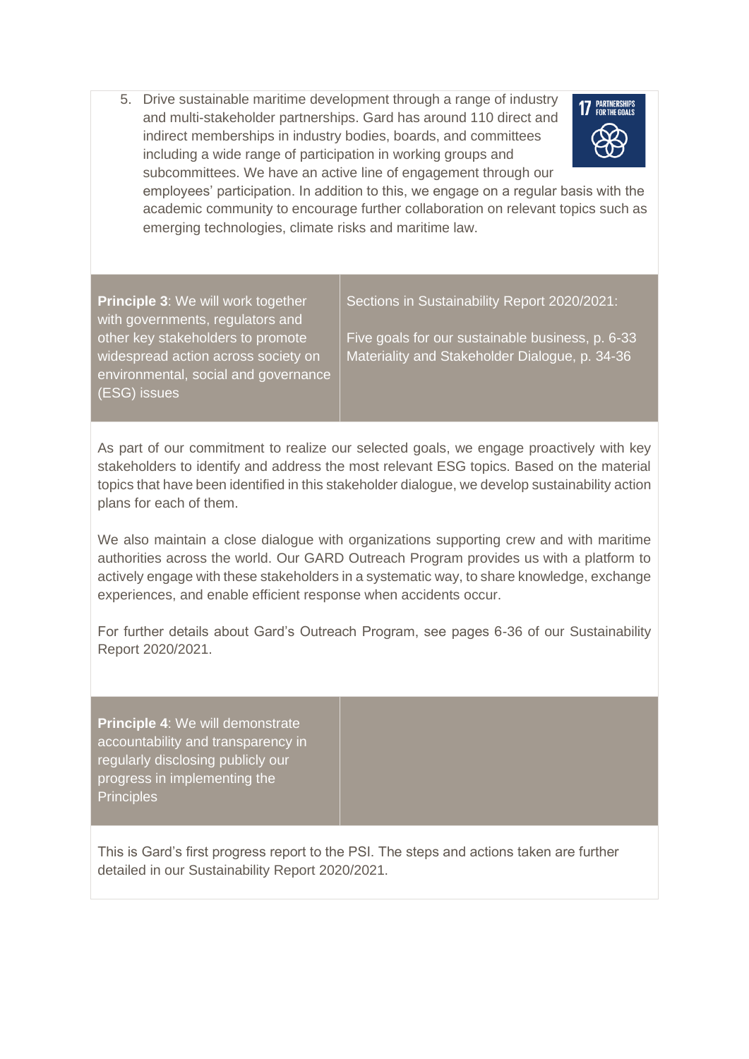5. Drive sustainable maritime development through a range of industry and multi-stakeholder partnerships. Gard has around 110 direct and indirect memberships in industry bodies, boards, and committees including a wide range of participation in working groups and subcommittees. We have an active line of engagement through our employees' participation. In addition to this, we engage on a regular basis with the academic community to encourage further collaboration on relevant topics such as emerging technologies, climate risks and maritime law.

| | |
|---|---|
| **Principle 3**: We will work together with governments, regulators and other key stakeholders to promote widespread action across society on environmental, social and governance (ESG) issues | Sections in Sustainability Report 2020/2021:<br><br>Five goals for our sustainable business, p. 6-33<br>Materiality and Stakeholder Dialogue, p. 34-36 |

As part of our commitment to realize our selected goals, we engage proactively with key stakeholders to identify and address the most relevant ESG topics. Based on the material topics that have been identified in this stakeholder dialogue, we develop sustainability action plans for each of them.

We also maintain a close dialogue with organizations supporting crew and with maritime authorities across the world. Our GARD Outreach Program provides us with a platform to actively engage with these stakeholders in a systematic way, to share knowledge, exchange experiences, and enable efficient response when accidents occur.

For further details about Gard's Outreach Program, see pages 6-36 of our Sustainability Report 2020/2021.

| | |
|---|---|
| **Principle 4**: We will demonstrate accountability and transparency in regularly disclosing publicly our progress in implementing the Principles | |

This is Gard's first progress report to the PSI. The steps and actions taken are further detailed in our Sustainability Report 2020/2021.